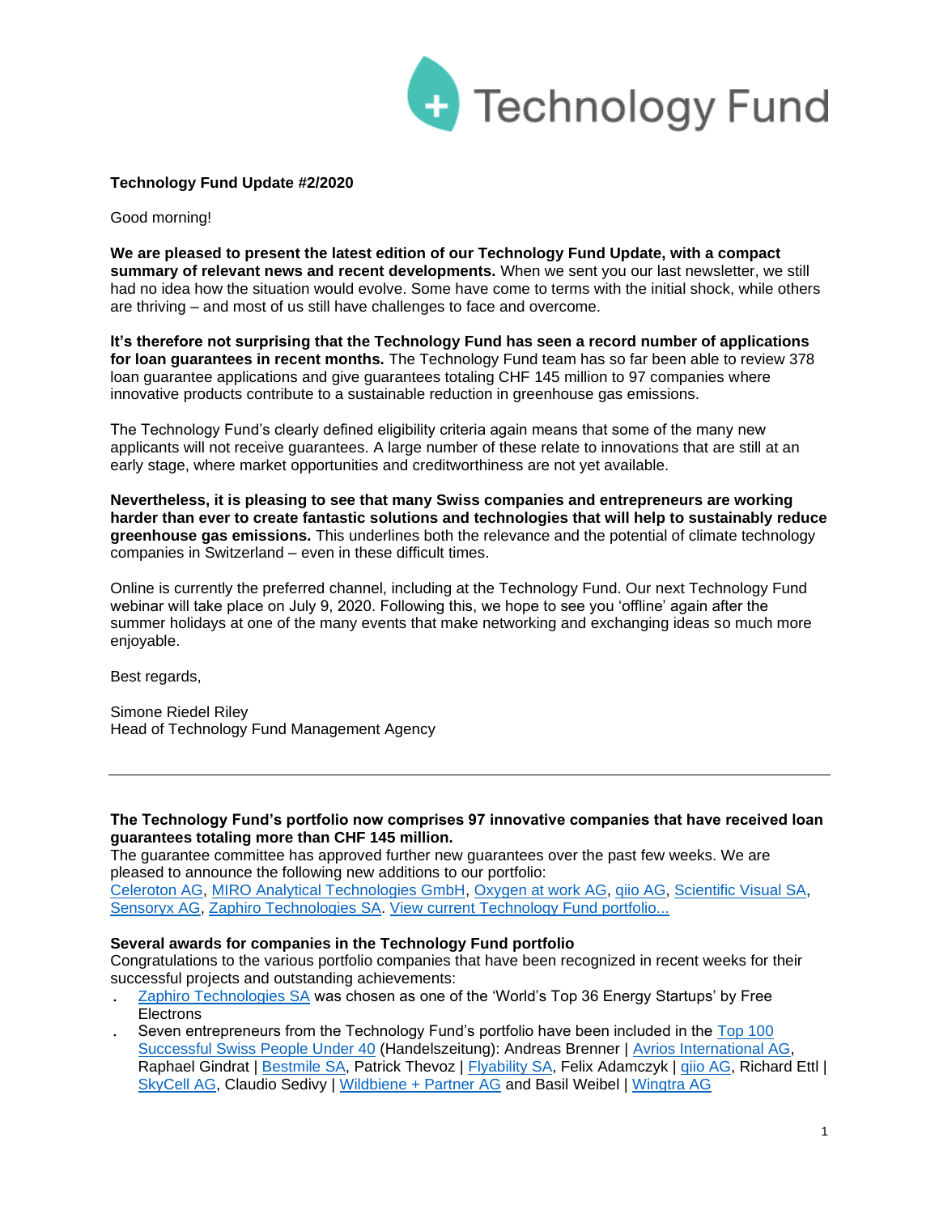# Technology Fund

**Technology Fund Update #2/2020**

Good morning!

**We are pleased to present the latest edition of our Technology Fund Update, with a compact summary of relevant news and recent developments.** When we sent you our last newsletter, we still had no idea how the situation would evolve. Some have come to terms with the initial shock, while others are thriving – and most of us still have challenges to face and overcome.

**It's therefore not surprising that the Technology Fund has seen a record number of applications for loan guarantees in recent months.** The Technology Fund team has so far been able to review 378 loan guarantee applications and give guarantees totaling CHF 145 million to 97 companies where innovative products contribute to a sustainable reduction in greenhouse gas emissions.

The Technology Fund's clearly defined eligibility criteria again means that some of the many new applicants will not receive guarantees. A large number of these relate to innovations that are still at an early stage, where market opportunities and creditworthiness are not yet available.

**Nevertheless, it is pleasing to see that many Swiss companies and entrepreneurs are working harder than ever to create fantastic solutions and technologies that will help to sustainably reduce greenhouse gas emissions.** This underlines both the relevance and the potential of climate technology companies in Switzerland – even in these difficult times.

Online is currently the preferred channel, including at the Technology Fund. Our next Technology Fund webinar will take place on July 9, 2020. Following this, we hope to see you 'offline' again after the summer holidays at one of the many events that make networking and exchanging ideas so much more enjoyable.

Best regards,

Simone Riedel Riley
Head of Technology Fund Management Agency

---

**The Technology Fund's portfolio now comprises 97 innovative companies that have received loan guarantees totaling more than CHF 145 million.**
The guarantee committee has approved further new guarantees over the past few weeks. We are pleased to announce the following new additions to our portfolio:
Celeroton AG, MIRO Analytical Technologies GmbH, Oxygen at work AG, qiio AG, Scientific Visual SA, Sensoryx AG, Zaphiro Technologies SA. View current Technology Fund portfolio...

**Several awards for companies in the Technology Fund portfolio**
Congratulations to the various portfolio companies that have been recognized in recent weeks for their successful projects and outstanding achievements:

- Zaphiro Technologies SA was chosen as one of the 'World's Top 36 Energy Startups' by Free Electrons
- Seven entrepreneurs from the Technology Fund's portfolio have been included in the Top 100 Successful Swiss People Under 40 (Handelszeitung): Andreas Brenner | Avrios International AG, Raphael Gindrat | Bestmile SA, Patrick Thevoz | Flyability SA, Felix Adamczyk | qiio AG, Richard Ettl | SkyCell AG, Claudio Sedivy | Wildbiene + Partner AG and Basil Weibel | Wingtra AG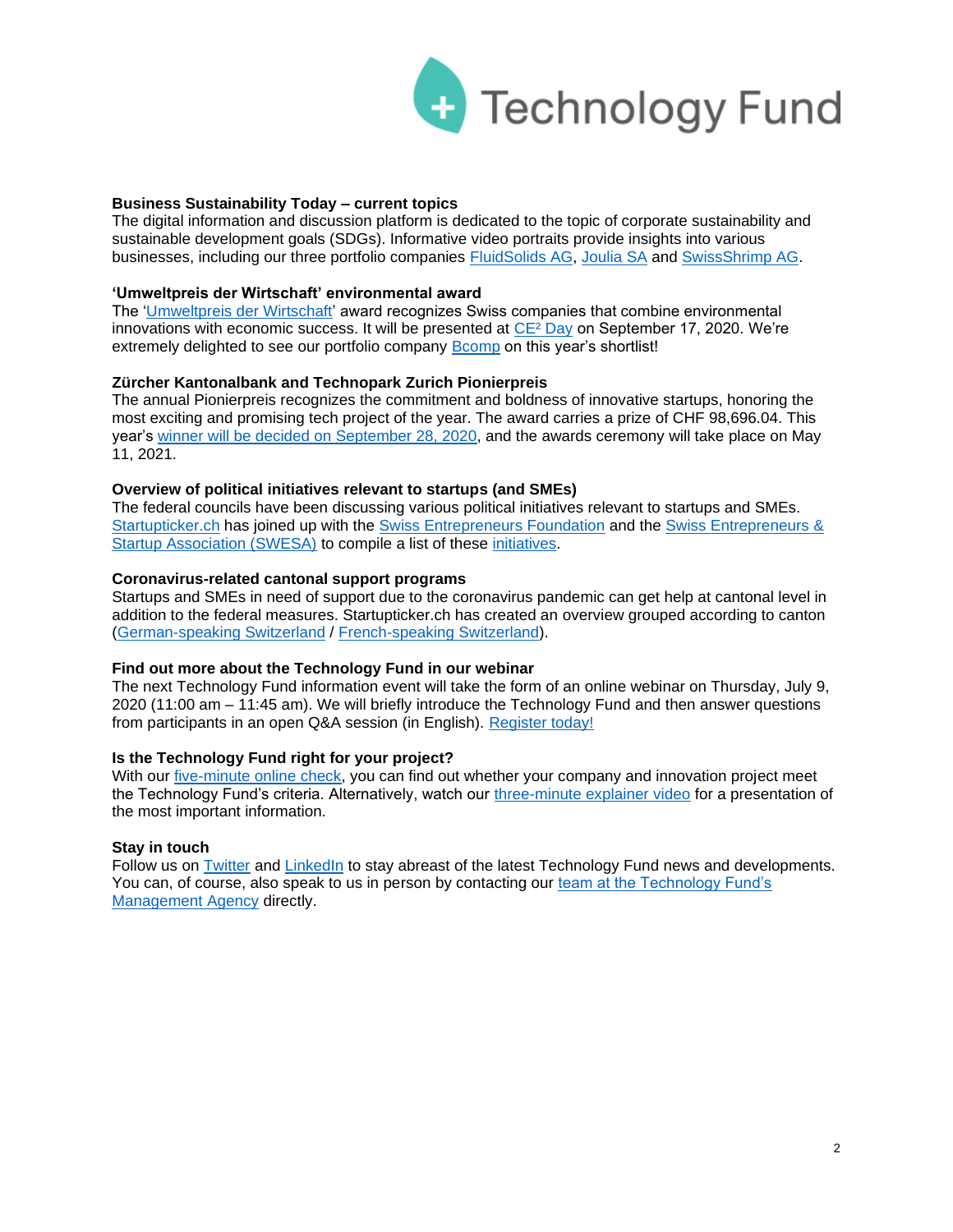Technology Fund

**Business Sustainability Today – current topics**
The digital information and discussion platform is dedicated to the topic of corporate sustainability and sustainable development goals (SDGs). Informative video portraits provide insights into various businesses, including our three portfolio companies FluidSolids AG, Joulia SA and SwissShrimp AG.

**'Umweltpreis der Wirtschaft' environmental award**
The 'Umweltpreis der Wirtschaft' award recognizes Swiss companies that combine environmental innovations with economic success. It will be presented at CE² Day on September 17, 2020. We're extremely delighted to see our portfolio company Bcomp on this year's shortlist!

**Zürcher Kantonalbank and Technopark Zurich Pionierpreis**
The annual Pionierpreis recognizes the commitment and boldness of innovative startups, honoring the most exciting and promising tech project of the year. The award carries a prize of CHF 98,696.04. This year's winner will be decided on September 28, 2020, and the awards ceremony will take place on May 11, 2021.

**Overview of political initiatives relevant to startups (and SMEs)**
The federal councils have been discussing various political initiatives relevant to startups and SMEs. Startupticker.ch has joined up with the Swiss Entrepreneurs Foundation and the Swiss Entrepreneurs & Startup Association (SWESA) to compile a list of these initiatives.

**Coronavirus-related cantonal support programs**
Startups and SMEs in need of support due to the coronavirus pandemic can get help at cantonal level in addition to the federal measures. Startupticker.ch has created an overview grouped according to canton (German-speaking Switzerland / French-speaking Switzerland).

**Find out more about the Technology Fund in our webinar**
The next Technology Fund information event will take the form of an online webinar on Thursday, July 9, 2020 (11:00 am – 11:45 am). We will briefly introduce the Technology Fund and then answer questions from participants in an open Q&A session (in English). Register today!

**Is the Technology Fund right for your project?**
With our five-minute online check, you can find out whether your company and innovation project meet the Technology Fund's criteria. Alternatively, watch our three-minute explainer video for a presentation of the most important information.

**Stay in touch**
Follow us on Twitter and LinkedIn to stay abreast of the latest Technology Fund news and developments. You can, of course, also speak to us in person by contacting our team at the Technology Fund's Management Agency directly.